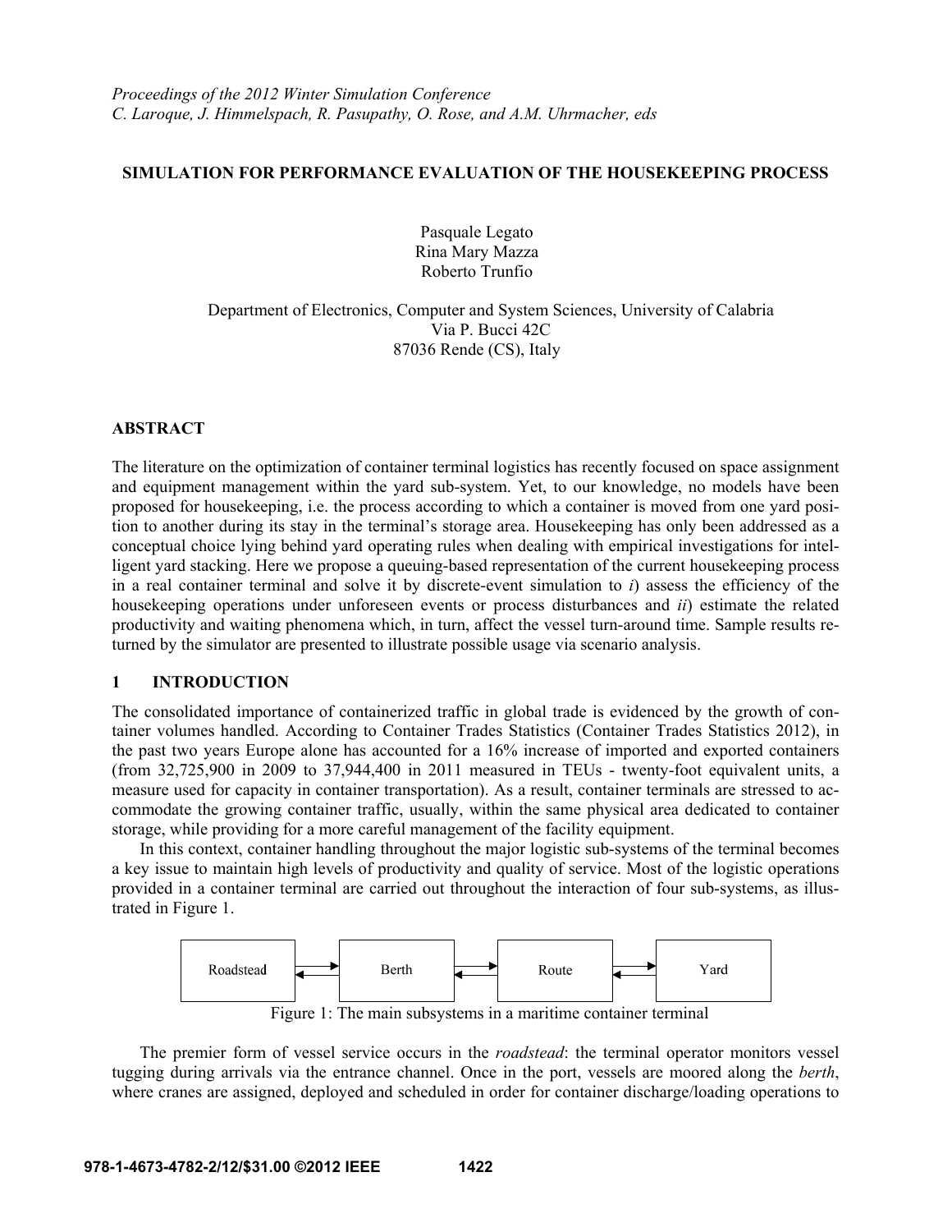*Proceedings of the 2012 Winter Simulation Conference*
*C. Laroque, J. Himmelspach, R. Pasupathy, O. Rose, and A.M. Uhrmacher, eds*

# SIMULATION FOR PERFORMANCE EVALUATION OF THE HOUSEKEEPING PROCESS

Pasquale Legato
Rina Mary Mazza
Roberto Trunfio

Department of Electronics, Computer and System Sciences, University of Calabria
Via P. Bucci 42C
87036 Rende (CS), Italy

## ABSTRACT

The literature on the optimization of container terminal logistics has recently focused on space assignment and equipment management within the yard sub-system. Yet, to our knowledge, no models have been proposed for housekeeping, i.e. the process according to which a container is moved from one yard position to another during its stay in the terminal's storage area. Housekeeping has only been addressed as a conceptual choice lying behind yard operating rules when dealing with empirical investigations for intelligent yard stacking. Here we propose a queuing-based representation of the current housekeeping process in a real container terminal and solve it by discrete-event simulation to *i*) assess the efficiency of the housekeeping operations under unforeseen events or process disturbances and *ii*) estimate the related productivity and waiting phenomena which, in turn, affect the vessel turn-around time. Sample results returned by the simulator are presented to illustrate possible usage via scenario analysis.

## 1 INTRODUCTION

The consolidated importance of containerized traffic in global trade is evidenced by the growth of container volumes handled. According to Container Trades Statistics (Container Trades Statistics 2012), in the past two years Europe alone has accounted for a 16% increase of imported and exported containers (from 32,725,900 in 2009 to 37,944,400 in 2011 measured in TEUs - twenty-foot equivalent units, a measure used for capacity in container transportation). As a result, container terminals are stressed to accommodate the growing container traffic, usually, within the same physical area dedicated to container storage, while providing for a more careful management of the facility equipment.

In this context, container handling throughout the major logistic sub-systems of the terminal becomes a key issue to maintain high levels of productivity and quality of service. Most of the logistic operations provided in a container terminal are carried out throughout the interaction of four sub-systems, as illustrated in Figure 1.

Roadstead ⇄ Berth ⇄ Route ⇄ Yard

Figure 1: The main subsystems in a maritime container terminal

The premier form of vessel service occurs in the *roadstead*: the terminal operator monitors vessel tugging during arrivals via the entrance channel. Once in the port, vessels are moored along the *berth*, where cranes are assigned, deployed and scheduled in order for container discharge/loading operations to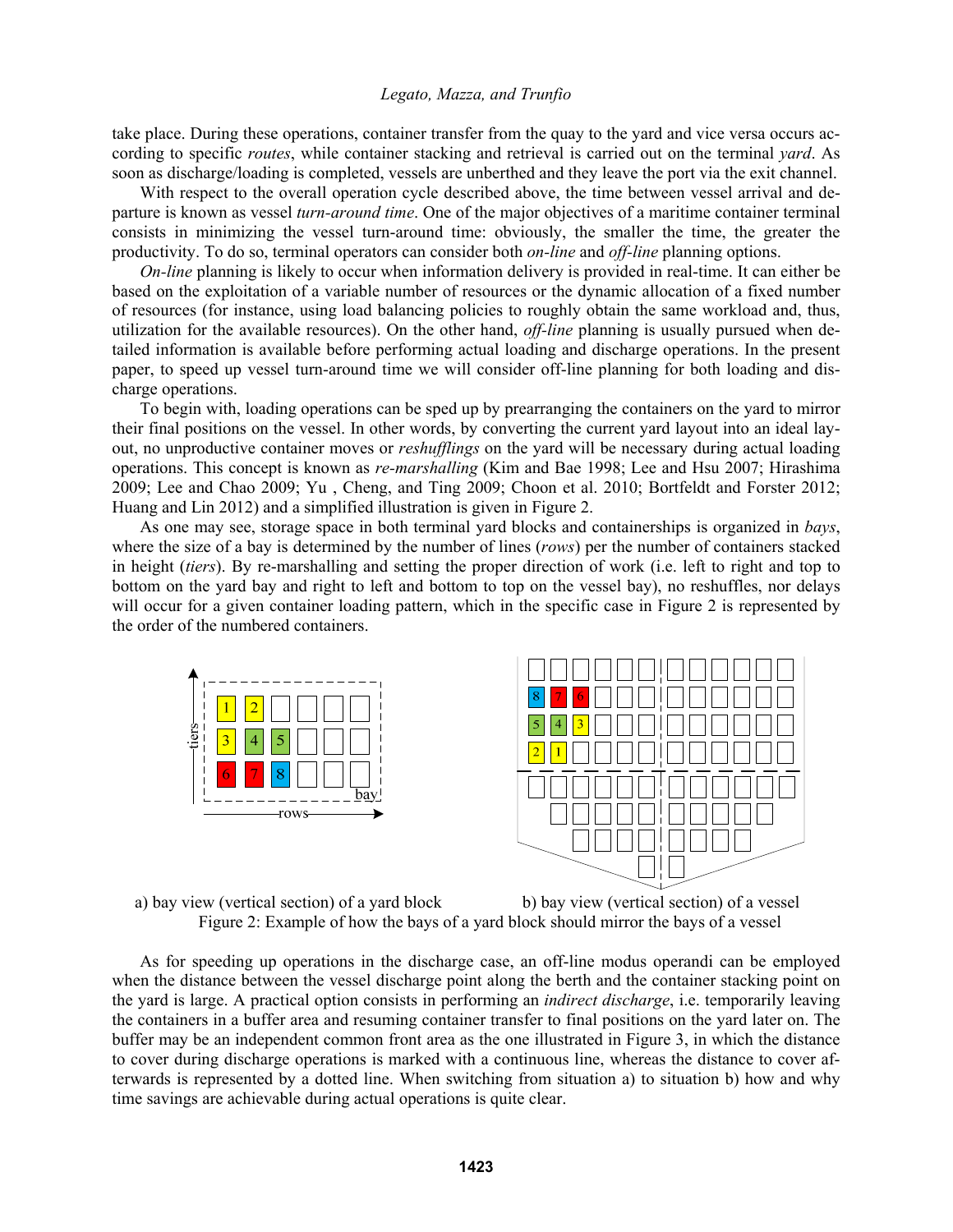take place. During these operations, container transfer from the quay to the yard and vice versa occurs according to specific *routes*, while container stacking and retrieval is carried out on the terminal *yard*. As soon as discharge/loading is completed, vessels are unberthed and they leave the port via the exit channel.

With respect to the overall operation cycle described above, the time between vessel arrival and departure is known as vessel *turn-around time*. One of the major objectives of a maritime container terminal consists in minimizing the vessel turn-around time: obviously, the smaller the time, the greater the productivity. To do so, terminal operators can consider both *on-line* and *off-line* planning options.

*On-line* planning is likely to occur when information delivery is provided in real-time. It can either be based on the exploitation of a variable number of resources or the dynamic allocation of a fixed number of resources (for instance, using load balancing policies to roughly obtain the same workload and, thus, utilization for the available resources). On the other hand, *off-line* planning is usually pursued when detailed information is available before performing actual loading and discharge operations. In the present paper, to speed up vessel turn-around time we will consider off-line planning for both loading and discharge operations.

To begin with, loading operations can be sped up by prearranging the containers on the yard to mirror their final positions on the vessel. In other words, by converting the current yard layout into an ideal layout, no unproductive container moves or *reshufflings* on the yard will be necessary during actual loading operations. This concept is known as *re-marshalling* (Kim and Bae 1998; Lee and Hsu 2007; Hirashima 2009; Lee and Chao 2009; Yu , Cheng, and Ting 2009; Choon et al. 2010; Bortfeldt and Forster 2012; Huang and Lin 2012) and a simplified illustration is given in Figure 2.

As one may see, storage space in both terminal yard blocks and containerships is organized in *bays*, where the size of a bay is determined by the number of lines (*rows*) per the number of containers stacked in height (*tiers*). By re-marshalling and setting the proper direction of work (i.e. left to right and top to bottom on the yard bay and right to left and bottom to top on the vessel bay), no reshuffles, nor delays will occur for a given container loading pattern, which in the specific case in Figure 2 is represented by the order of the numbered containers.

a) bay view (vertical section) of a yard block  b) bay view (vertical section) of a vessel

Figure 2: Example of how the bays of a yard block should mirror the bays of a vessel

As for speeding up operations in the discharge case, an off-line modus operandi can be employed when the distance between the vessel discharge point along the berth and the container stacking point on the yard is large. A practical option consists in performing an *indirect discharge*, i.e. temporarily leaving the containers in a buffer area and resuming container transfer to final positions on the yard later on. The buffer may be an independent common front area as the one illustrated in Figure 3, in which the distance to cover during discharge operations is marked with a continuous line, whereas the distance to cover afterwards is represented by a dotted line. When switching from situation a) to situation b) how and why time savings are achievable during actual operations is quite clear.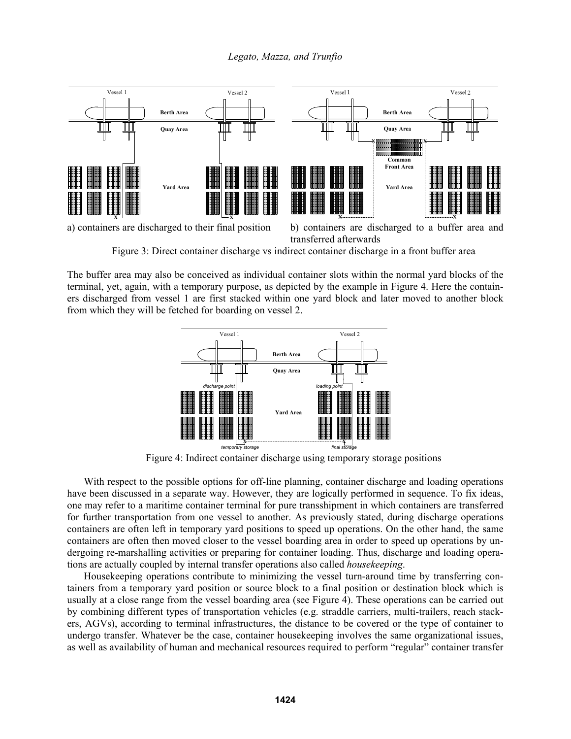a) containers are discharged to their final position

b) containers are discharged to a buffer area and transferred afterwards

Figure 3: Direct container discharge vs indirect container discharge in a front buffer area

The buffer area may also be conceived as individual container slots within the normal yard blocks of the terminal, yet, again, with a temporary purpose, as depicted by the example in Figure 4. Here the containers discharged from vessel 1 are first stacked within one yard block and later moved to another block from which they will be fetched for boarding on vessel 2.

Figure 4: Indirect container discharge using temporary storage positions

With respect to the possible options for off-line planning, container discharge and loading operations have been discussed in a separate way. However, they are logically performed in sequence. To fix ideas, one may refer to a maritime container terminal for pure transshipment in which containers are transferred for further transportation from one vessel to another. As previously stated, during discharge operations containers are often left in temporary yard positions to speed up operations. On the other hand, the same containers are often then moved closer to the vessel boarding area in order to speed up operations by undergoing re-marshalling activities or preparing for container loading. Thus, discharge and loading operations are actually coupled by internal transfer operations also called *housekeeping*.

Housekeeping operations contribute to minimizing the vessel turn-around time by transferring containers from a temporary yard position or source block to a final position or destination block which is usually at a close range from the vessel boarding area (see Figure 4). These operations can be carried out by combining different types of transportation vehicles (e.g. straddle carriers, multi-trailers, reach stackers, AGVs), according to terminal infrastructures, the distance to be covered or the type of container to undergo transfer. Whatever be the case, container housekeeping involves the same organizational issues, as well as availability of human and mechanical resources required to perform "regular" container transfer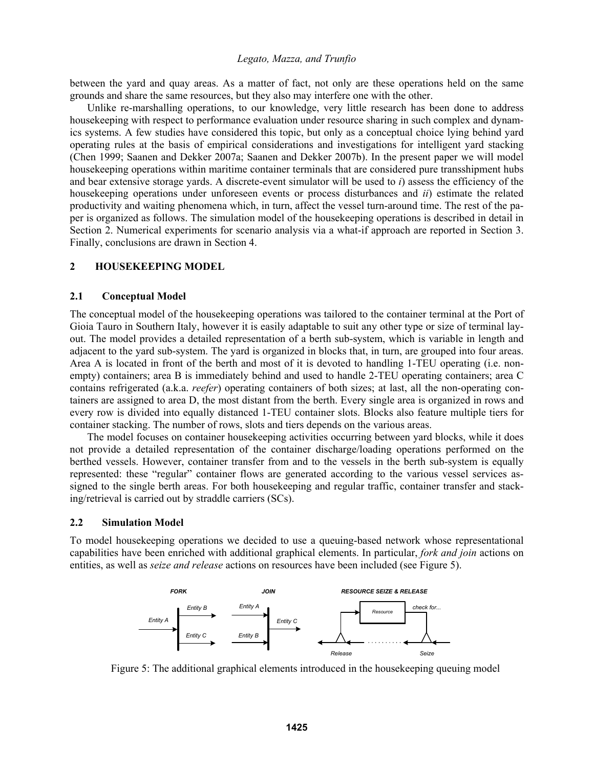between the yard and quay areas. As a matter of fact, not only are these operations held on the same grounds and share the same resources, but they also may interfere one with the other.

Unlike re-marshalling operations, to our knowledge, very little research has been done to address housekeeping with respect to performance evaluation under resource sharing in such complex and dynamics systems. A few studies have considered this topic, but only as a conceptual choice lying behind yard operating rules at the basis of empirical considerations and investigations for intelligent yard stacking (Chen 1999; Saanen and Dekker 2007a; Saanen and Dekker 2007b). In the present paper we will model housekeeping operations within maritime container terminals that are considered pure transshipment hubs and bear extensive storage yards. A discrete-event simulator will be used to *i*) assess the efficiency of the housekeeping operations under unforeseen events or process disturbances and *ii*) estimate the related productivity and waiting phenomena which, in turn, affect the vessel turn-around time. The rest of the paper is organized as follows. The simulation model of the housekeeping operations is described in detail in Section 2. Numerical experiments for scenario analysis via a what-if approach are reported in Section 3. Finally, conclusions are drawn in Section 4.

## 2 HOUSEKEEPING MODEL

### 2.1 Conceptual Model

The conceptual model of the housekeeping operations was tailored to the container terminal at the Port of Gioia Tauro in Southern Italy, however it is easily adaptable to suit any other type or size of terminal layout. The model provides a detailed representation of a berth sub-system, which is variable in length and adjacent to the yard sub-system. The yard is organized in blocks that, in turn, are grouped into four areas. Area A is located in front of the berth and most of it is devoted to handling 1-TEU operating (i.e. non-empty) containers; area B is immediately behind and used to handle 2-TEU operating containers; area C contains refrigerated (a.k.a. *reefer*) operating containers of both sizes; at last, all the non-operating containers are assigned to area D, the most distant from the berth. Every single area is organized in rows and every row is divided into equally distanced 1-TEU container slots. Blocks also feature multiple tiers for container stacking. The number of rows, slots and tiers depends on the various areas.

The model focuses on container housekeeping activities occurring between yard blocks, while it does not provide a detailed representation of the container discharge/loading operations performed on the berthed vessels. However, container transfer from and to the vessels in the berth sub-system is equally represented: these "regular" container flows are generated according to the various vessel services assigned to the single berth areas. For both housekeeping and regular traffic, container transfer and stacking/retrieval is carried out by straddle carriers (SCs).

### 2.2 Simulation Model

To model housekeeping operations we decided to use a queuing-based network whose representational capabilities have been enriched with additional graphical elements. In particular, *fork and join* actions on entities, as well as *seize and release* actions on resources have been included (see Figure 5).

Figure 5: The additional graphical elements introduced in the housekeeping queuing model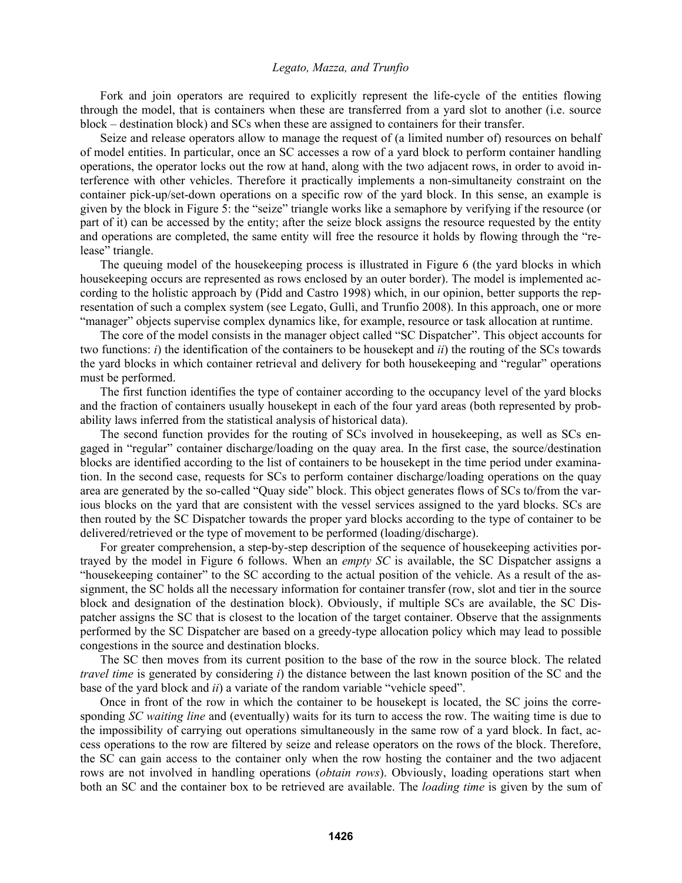Fork and join operators are required to explicitly represent the life-cycle of the entities flowing through the model, that is containers when these are transferred from a yard slot to another (i.e. source block – destination block) and SCs when these are assigned to containers for their transfer.

Seize and release operators allow to manage the request of (a limited number of) resources on behalf of model entities. In particular, once an SC accesses a row of a yard block to perform container handling operations, the operator locks out the row at hand, along with the two adjacent rows, in order to avoid interference with other vehicles. Therefore it practically implements a non-simultaneity constraint on the container pick-up/set-down operations on a specific row of the yard block. In this sense, an example is given by the block in Figure 5: the "seize" triangle works like a semaphore by verifying if the resource (or part of it) can be accessed by the entity; after the seize block assigns the resource requested by the entity and operations are completed, the same entity will free the resource it holds by flowing through the "release" triangle.

The queuing model of the housekeeping process is illustrated in Figure 6 (the yard blocks in which housekeeping occurs are represented as rows enclosed by an outer border). The model is implemented according to the holistic approach by (Pidd and Castro 1998) which, in our opinion, better supports the representation of such a complex system (see Legato, Gullì, and Trunfio 2008). In this approach, one or more "manager" objects supervise complex dynamics like, for example, resource or task allocation at runtime.

The core of the model consists in the manager object called "SC Dispatcher". This object accounts for two functions: *i*) the identification of the containers to be housekept and *ii*) the routing of the SCs towards the yard blocks in which container retrieval and delivery for both housekeeping and "regular" operations must be performed.

The first function identifies the type of container according to the occupancy level of the yard blocks and the fraction of containers usually housekept in each of the four yard areas (both represented by probability laws inferred from the statistical analysis of historical data).

The second function provides for the routing of SCs involved in housekeeping, as well as SCs engaged in "regular" container discharge/loading on the quay area. In the first case, the source/destination blocks are identified according to the list of containers to be housekept in the time period under examination. In the second case, requests for SCs to perform container discharge/loading operations on the quay area are generated by the so-called "Quay side" block. This object generates flows of SCs to/from the various blocks on the yard that are consistent with the vessel services assigned to the yard blocks. SCs are then routed by the SC Dispatcher towards the proper yard blocks according to the type of container to be delivered/retrieved or the type of movement to be performed (loading/discharge).

For greater comprehension, a step-by-step description of the sequence of housekeeping activities portrayed by the model in Figure 6 follows. When an *empty SC* is available, the SC Dispatcher assigns a "housekeeping container" to the SC according to the actual position of the vehicle. As a result of the assignment, the SC holds all the necessary information for container transfer (row, slot and tier in the source block and designation of the destination block). Obviously, if multiple SCs are available, the SC Dispatcher assigns the SC that is closest to the location of the target container. Observe that the assignments performed by the SC Dispatcher are based on a greedy-type allocation policy which may lead to possible congestions in the source and destination blocks.

The SC then moves from its current position to the base of the row in the source block. The related *travel time* is generated by considering *i*) the distance between the last known position of the SC and the base of the yard block and *ii*) a variate of the random variable "vehicle speed".

Once in front of the row in which the container to be housekept is located, the SC joins the corresponding *SC waiting line* and (eventually) waits for its turn to access the row. The waiting time is due to the impossibility of carrying out operations simultaneously in the same row of a yard block. In fact, access operations to the row are filtered by seize and release operators on the rows of the block. Therefore, the SC can gain access to the container only when the row hosting the container and the two adjacent rows are not involved in handling operations (*obtain rows*). Obviously, loading operations start when both an SC and the container box to be retrieved are available. The *loading time* is given by the sum of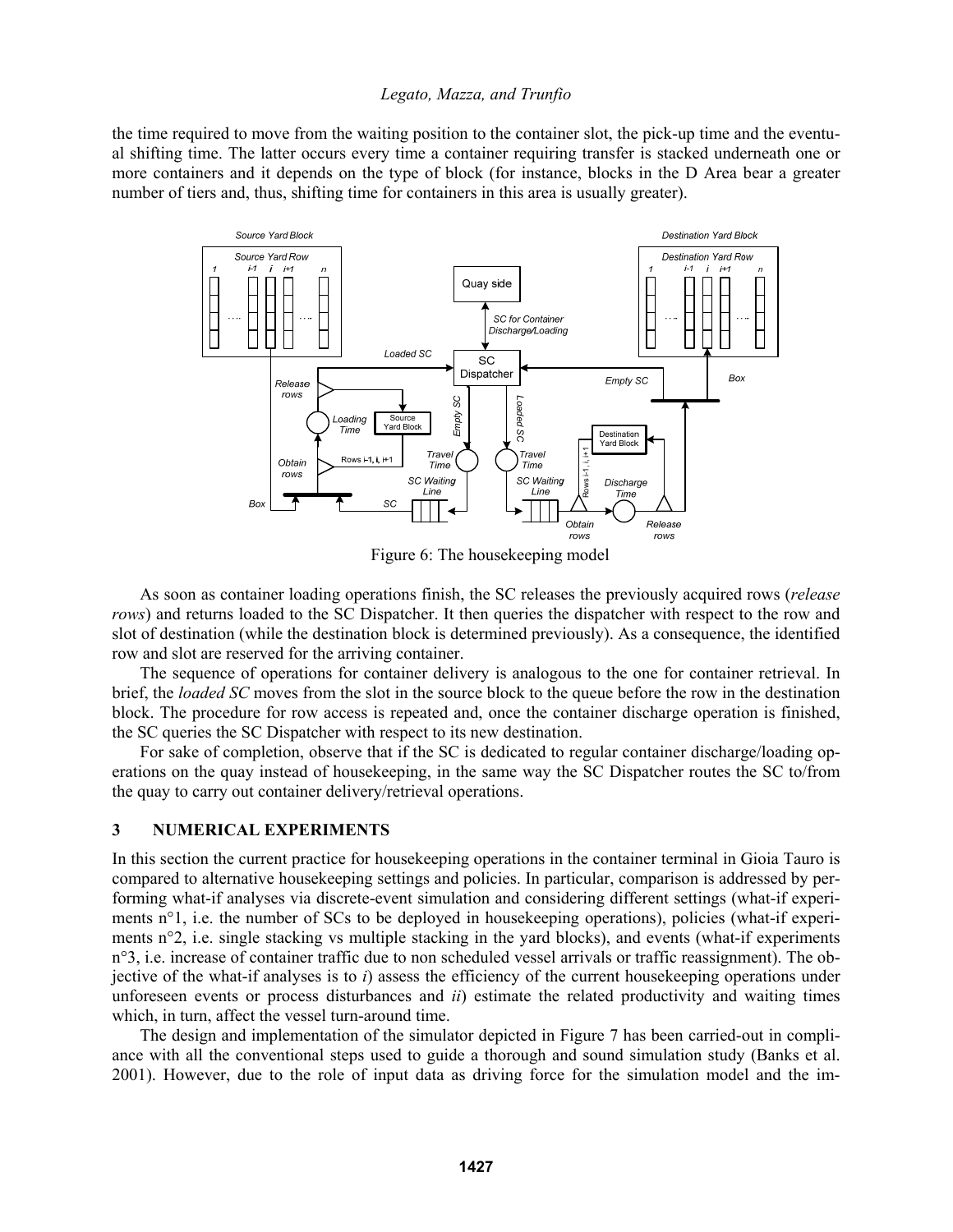the time required to move from the waiting position to the container slot, the pick-up time and the eventual shifting time. The latter occurs every time a container requiring transfer is stacked underneath one or more containers and it depends on the type of block (for instance, blocks in the D Area bear a greater number of tiers and, thus, shifting time for containers in this area is usually greater).

Figure 6: The housekeeping model

As soon as container loading operations finish, the SC releases the previously acquired rows (*release rows*) and returns loaded to the SC Dispatcher. It then queries the dispatcher with respect to the row and slot of destination (while the destination block is determined previously). As a consequence, the identified row and slot are reserved for the arriving container.

The sequence of operations for container delivery is analogous to the one for container retrieval. In brief, the *loaded SC* moves from the slot in the source block to the queue before the row in the destination block. The procedure for row access is repeated and, once the container discharge operation is finished, the SC queries the SC Dispatcher with respect to its new destination.

For sake of completion, observe that if the SC is dedicated to regular container discharge/loading operations on the quay instead of housekeeping, in the same way the SC Dispatcher routes the SC to/from the quay to carry out container delivery/retrieval operations.

## 3 NUMERICAL EXPERIMENTS

In this section the current practice for housekeeping operations in the container terminal in Gioia Tauro is compared to alternative housekeeping settings and policies. In particular, comparison is addressed by performing what-if analyses via discrete-event simulation and considering different settings (what-if experiments n°1, i.e. the number of SCs to be deployed in housekeeping operations), policies (what-if experiments n°2, i.e. single stacking vs multiple stacking in the yard blocks), and events (what-if experiments n°3, i.e. increase of container traffic due to non scheduled vessel arrivals or traffic reassignment). The objective of the what-if analyses is to *i*) assess the efficiency of the current housekeeping operations under unforeseen events or process disturbances and *ii*) estimate the related productivity and waiting times which, in turn, affect the vessel turn-around time.

The design and implementation of the simulator depicted in Figure 7 has been carried-out in compliance with all the conventional steps used to guide a thorough and sound simulation study (Banks et al. 2001). However, due to the role of input data as driving force for the simulation model and the im-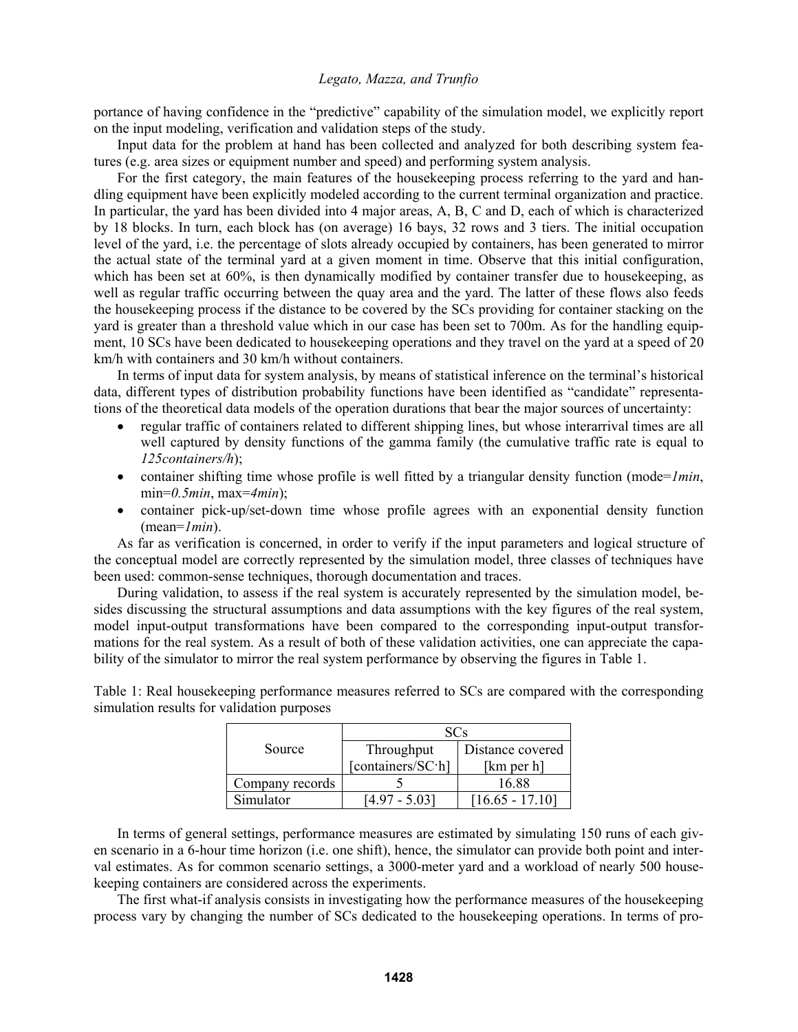portance of having confidence in the "predictive" capability of the simulation model, we explicitly report on the input modeling, verification and validation steps of the study.

Input data for the problem at hand has been collected and analyzed for both describing system features (e.g. area sizes or equipment number and speed) and performing system analysis.

For the first category, the main features of the housekeeping process referring to the yard and handling equipment have been explicitly modeled according to the current terminal organization and practice. In particular, the yard has been divided into 4 major areas, A, B, C and D, each of which is characterized by 18 blocks. In turn, each block has (on average) 16 bays, 32 rows and 3 tiers. The initial occupation level of the yard, i.e. the percentage of slots already occupied by containers, has been generated to mirror the actual state of the terminal yard at a given moment in time. Observe that this initial configuration, which has been set at 60%, is then dynamically modified by container transfer due to housekeeping, as well as regular traffic occurring between the quay area and the yard. The latter of these flows also feeds the housekeeping process if the distance to be covered by the SCs providing for container stacking on the yard is greater than a threshold value which in our case has been set to 700m. As for the handling equipment, 10 SCs have been dedicated to housekeeping operations and they travel on the yard at a speed of 20 km/h with containers and 30 km/h without containers.

In terms of input data for system analysis, by means of statistical inference on the terminal's historical data, different types of distribution probability functions have been identified as "candidate" representations of the theoretical data models of the operation durations that bear the major sources of uncertainty:

- regular traffic of containers related to different shipping lines, but whose interarrival times are all well captured by density functions of the gamma family (the cumulative traffic rate is equal to *125containers/h*);
- container shifting time whose profile is well fitted by a triangular density function (mode=*1min*, min=*0.5min*, max=*4min*);
- container pick-up/set-down time whose profile agrees with an exponential density function (mean=*1min*).

As far as verification is concerned, in order to verify if the input parameters and logical structure of the conceptual model are correctly represented by the simulation model, three classes of techniques have been used: common-sense techniques, thorough documentation and traces.

During validation, to assess if the real system is accurately represented by the simulation model, besides discussing the structural assumptions and data assumptions with the key figures of the real system, model input-output transformations have been compared to the corresponding input-output transformations for the real system. As a result of both of these validation activities, one can appreciate the capability of the simulator to mirror the real system performance by observing the figures in Table 1.

Table 1: Real housekeeping performance measures referred to SCs are compared with the corresponding simulation results for validation purposes

| Source | SCs | |
|---|---|---|
| | Throughput [containers/SC·h] | Distance covered [km per h] |
| Company records | 5 | 16.88 |
| Simulator | [4.97 - 5.03] | [16.65 - 17.10] |

In terms of general settings, performance measures are estimated by simulating 150 runs of each given scenario in a 6-hour time horizon (i.e. one shift), hence, the simulator can provide both point and interval estimates. As for common scenario settings, a 3000-meter yard and a workload of nearly 500 housekeeping containers are considered across the experiments.

The first what-if analysis consists in investigating how the performance measures of the housekeeping process vary by changing the number of SCs dedicated to the housekeeping operations. In terms of pro-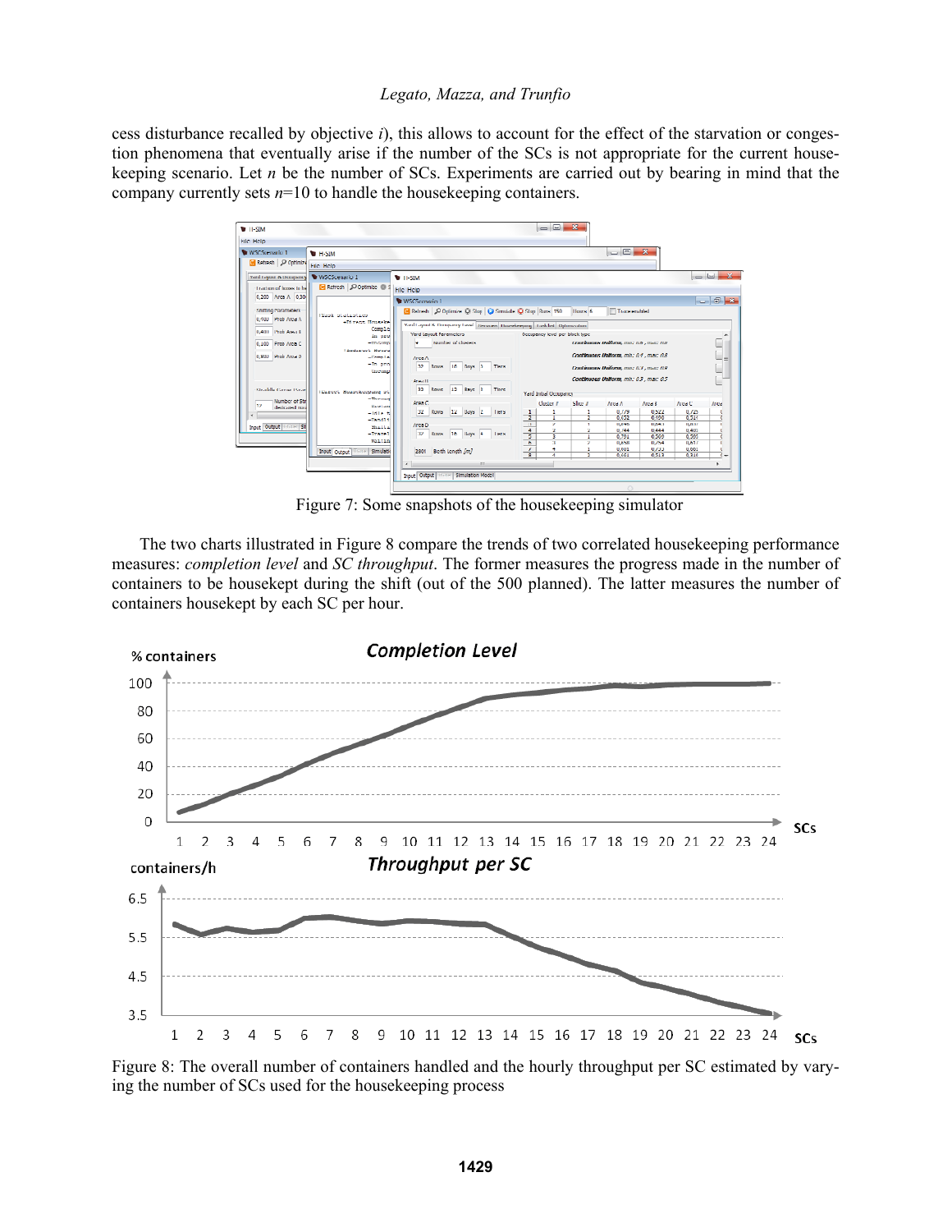cess disturbance recalled by objective *i*), this allows to account for the effect of the starvation or congestion phenomena that eventually arise if the number of the SCs is not appropriate for the current housekeeping scenario. Let $n$ be the number of SCs. Experiments are carried out by bearing in mind that the company currently sets $n$=10 to handle the housekeeping containers.

Figure 7: Some snapshots of the housekeeping simulator

The two charts illustrated in Figure 8 compare the trends of two correlated housekeeping performance measures: *completion level* and *SC throughput*. The former measures the progress made in the number of containers to be housekept during the shift (out of the 500 planned). The latter measures the number of containers housekept by each SC per hour.

Figure 8: The overall number of containers handled and the hourly throughput per SC estimated by varying the number of SCs used for the housekeeping process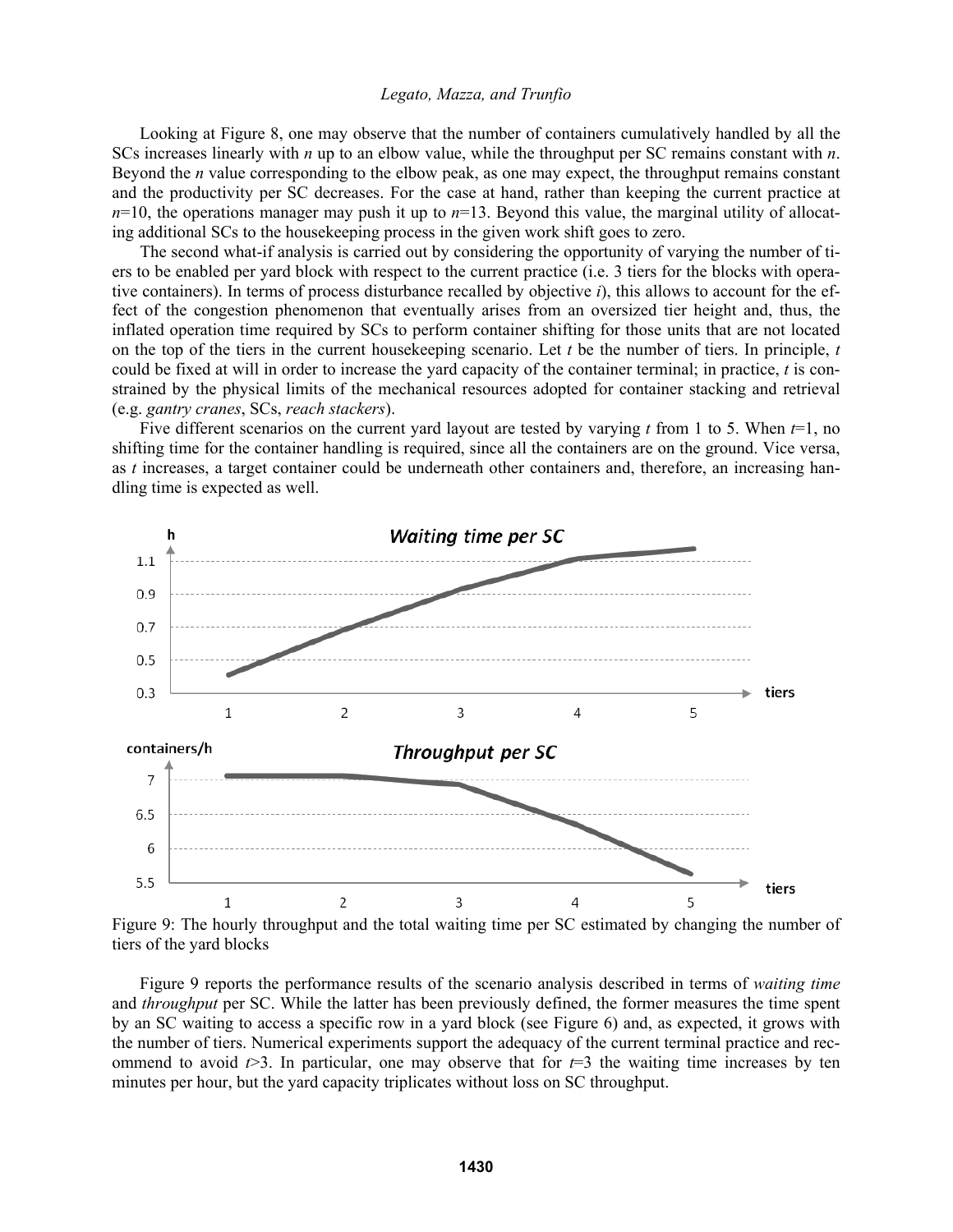Looking at Figure 8, one may observe that the number of containers cumulatively handled by all the SCs increases linearly with $n$ up to an elbow value, while the throughput per SC remains constant with $n$. Beyond the $n$ value corresponding to the elbow peak, as one may expect, the throughput remains constant and the productivity per SC decreases. For the case at hand, rather than keeping the current practice at $n$=10, the operations manager may push it up to $n$=13. Beyond this value, the marginal utility of allocating additional SCs to the housekeeping process in the given work shift goes to zero.

The second what-if analysis is carried out by considering the opportunity of varying the number of tiers to be enabled per yard block with respect to the current practice (i.e. 3 tiers for the blocks with operative containers). In terms of process disturbance recalled by objective *i*), this allows to account for the effect of the congestion phenomenon that eventually arises from an oversized tier height and, thus, the inflated operation time required by SCs to perform container shifting for those units that are not located on the top of the tiers in the current housekeeping scenario. Let $t$ be the number of tiers. In principle, $t$ could be fixed at will in order to increase the yard capacity of the container terminal; in practice, $t$ is constrained by the physical limits of the mechanical resources adopted for container stacking and retrieval (e.g. *gantry cranes*, SCs, *reach stackers*).

Five different scenarios on the current yard layout are tested by varying $t$ from 1 to 5. When $t$=1, no shifting time for the container handling is required, since all the containers are on the ground. Vice versa, as $t$ increases, a target container could be underneath other containers and, therefore, an increasing handling time is expected as well.

Figure 9: The hourly throughput and the total waiting time per SC estimated by changing the number of tiers of the yard blocks

Figure 9 reports the performance results of the scenario analysis described in terms of *waiting time* and *throughput* per SC. While the latter has been previously defined, the former measures the time spent by an SC waiting to access a specific row in a yard block (see Figure 6) and, as expected, it grows with the number of tiers. Numerical experiments support the adequacy of the current terminal practice and recommend to avoid $t$>3. In particular, one may observe that for $t$=3 the waiting time increases by ten minutes per hour, but the yard capacity triplicates without loss on SC throughput.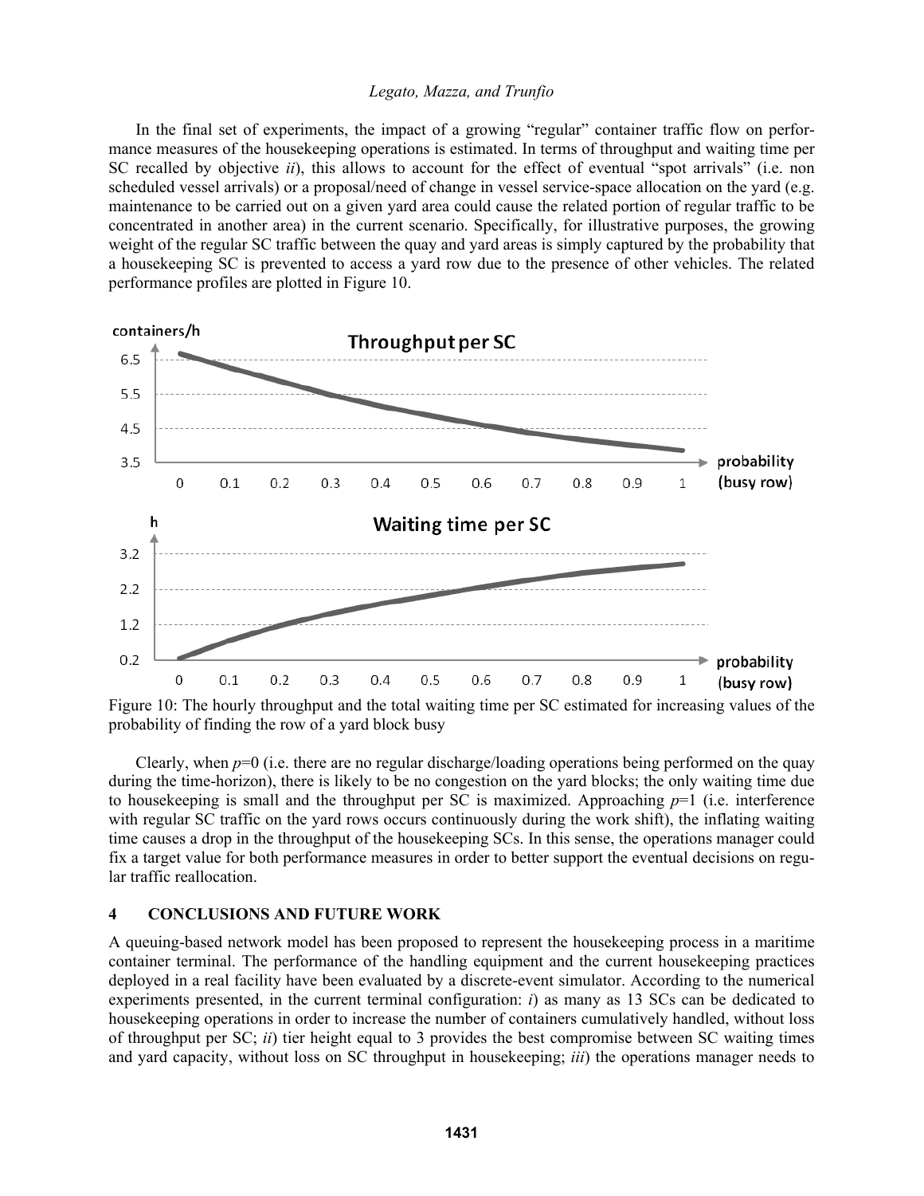In the final set of experiments, the impact of a growing "regular" container traffic flow on performance measures of the housekeeping operations is estimated. In terms of throughput and waiting time per SC recalled by objective *ii*), this allows to account for the effect of eventual "spot arrivals" (i.e. non scheduled vessel arrivals) or a proposal/need of change in vessel service-space allocation on the yard (e.g. maintenance to be carried out on a given yard area could cause the related portion of regular traffic to be concentrated in another area) in the current scenario. Specifically, for illustrative purposes, the growing weight of the regular SC traffic between the quay and yard areas is simply captured by the probability that a housekeeping SC is prevented to access a yard row due to the presence of other vehicles. The related performance profiles are plotted in Figure 10.

Figure 10: The hourly throughput and the total waiting time per SC estimated for increasing values of the probability of finding the row of a yard block busy

Clearly, when $p$=0 (i.e. there are no regular discharge/loading operations being performed on the quay during the time-horizon), there is likely to be no congestion on the yard blocks; the only waiting time due to housekeeping is small and the throughput per SC is maximized. Approaching $p$=1 (i.e. interference with regular SC traffic on the yard rows occurs continuously during the work shift), the inflating waiting time causes a drop in the throughput of the housekeeping SCs. In this sense, the operations manager could fix a target value for both performance measures in order to better support the eventual decisions on regular traffic reallocation.

## 4 CONCLUSIONS AND FUTURE WORK

A queuing-based network model has been proposed to represent the housekeeping process in a maritime container terminal. The performance of the handling equipment and the current housekeeping practices deployed in a real facility have been evaluated by a discrete-event simulator. According to the numerical experiments presented, in the current terminal configuration: *i*) as many as 13 SCs can be dedicated to housekeeping operations in order to increase the number of containers cumulatively handled, without loss of throughput per SC; *ii*) tier height equal to 3 provides the best compromise between SC waiting times and yard capacity, without loss on SC throughput in housekeeping; *iii*) the operations manager needs to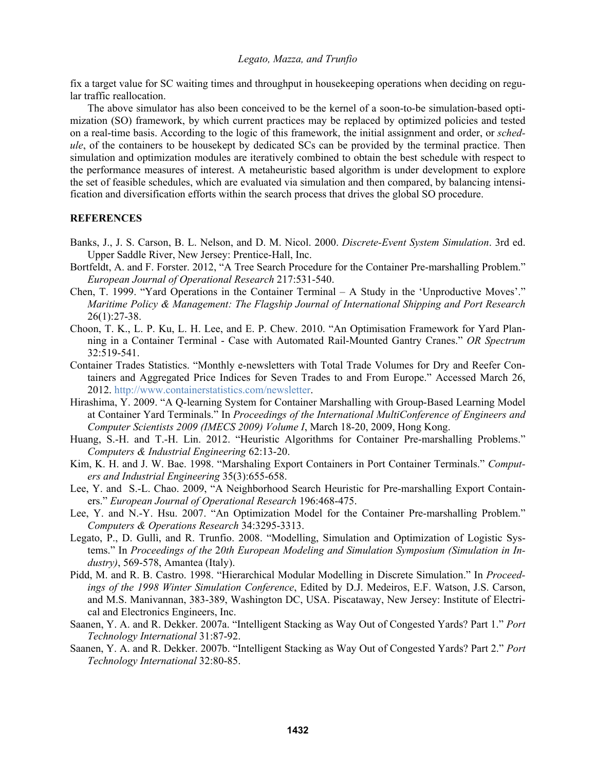fix a target value for SC waiting times and throughput in housekeeping operations when deciding on regular traffic reallocation.

The above simulator has also been conceived to be the kernel of a soon-to-be simulation-based optimization (SO) framework, by which current practices may be replaced by optimized policies and tested on a real-time basis. According to the logic of this framework, the initial assignment and order, or *schedule*, of the containers to be housekept by dedicated SCs can be provided by the terminal practice. Then simulation and optimization modules are iteratively combined to obtain the best schedule with respect to the performance measures of interest. A metaheuristic based algorithm is under development to explore the set of feasible schedules, which are evaluated via simulation and then compared, by balancing intensification and diversification efforts within the search process that drives the global SO procedure.

## REFERENCES

Banks, J., J. S. Carson, B. L. Nelson, and D. M. Nicol. 2000. *Discrete-Event System Simulation*. 3rd ed. Upper Saddle River, New Jersey: Prentice-Hall, Inc.

Bortfeldt, A. and F. Forster. 2012, "A Tree Search Procedure for the Container Pre-marshalling Problem." *European Journal of Operational Research* 217:531-540.

Chen, T. 1999. "Yard Operations in the Container Terminal – A Study in the 'Unproductive Moves'." *Maritime Policy & Management: The Flagship Journal of International Shipping and Port Research* 26(1):27-38.

Choon, T. K., L. P. Ku, L. H. Lee, and E. P. Chew. 2010. "An Optimisation Framework for Yard Planning in a Container Terminal - Case with Automated Rail-Mounted Gantry Cranes." *OR Spectrum* 32:519-541.

Container Trades Statistics. "Monthly e-newsletters with Total Trade Volumes for Dry and Reefer Containers and Aggregated Price Indices for Seven Trades to and From Europe." Accessed March 26, 2012. http://www.containerstatistics.com/newsletter.

Hirashima, Y. 2009. "A Q-learning System for Container Marshalling with Group-Based Learning Model at Container Yard Terminals." In *Proceedings of the International MultiConference of Engineers and Computer Scientists 2009 (IMECS 2009) Volume I*, March 18-20, 2009, Hong Kong.

Huang, S.-H. and T.-H. Lin. 2012. "Heuristic Algorithms for Container Pre-marshalling Problems." *Computers & Industrial Engineering* 62:13-20.

Kim, K. H. and J. W. Bae. 1998. "Marshaling Export Containers in Port Container Terminals." *Computers and Industrial Engineering* 35(3):655-658.

Lee, Y. and S.-L. Chao. 2009, "A Neighborhood Search Heuristic for Pre-marshalling Export Containers." *European Journal of Operational Research* 196:468-475.

Lee, Y. and N.-Y. Hsu. 2007. "An Optimization Model for the Container Pre-marshalling Problem." *Computers & Operations Research* 34:3295-3313.

Legato, P., D. Gulli, and R. Trunfio. 2008. "Modelling, Simulation and Optimization of Logistic Systems." In *Proceedings of the 20th European Modeling and Simulation Symposium (Simulation in Industry)*, 569-578, Amantea (Italy).

Pidd, M. and R. B. Castro. 1998. "Hierarchical Modular Modelling in Discrete Simulation." In *Proceedings of the 1998 Winter Simulation Conference*, Edited by D.J. Medeiros, E.F. Watson, J.S. Carson, and M.S. Manivannan, 383-389, Washington DC, USA. Piscataway, New Jersey: Institute of Electrical and Electronics Engineers, Inc.

Saanen, Y. A. and R. Dekker. 2007a. "Intelligent Stacking as Way Out of Congested Yards? Part 1." *Port Technology International* 31:87-92.

Saanen, Y. A. and R. Dekker. 2007b. "Intelligent Stacking as Way Out of Congested Yards? Part 2." *Port Technology International* 32:80-85.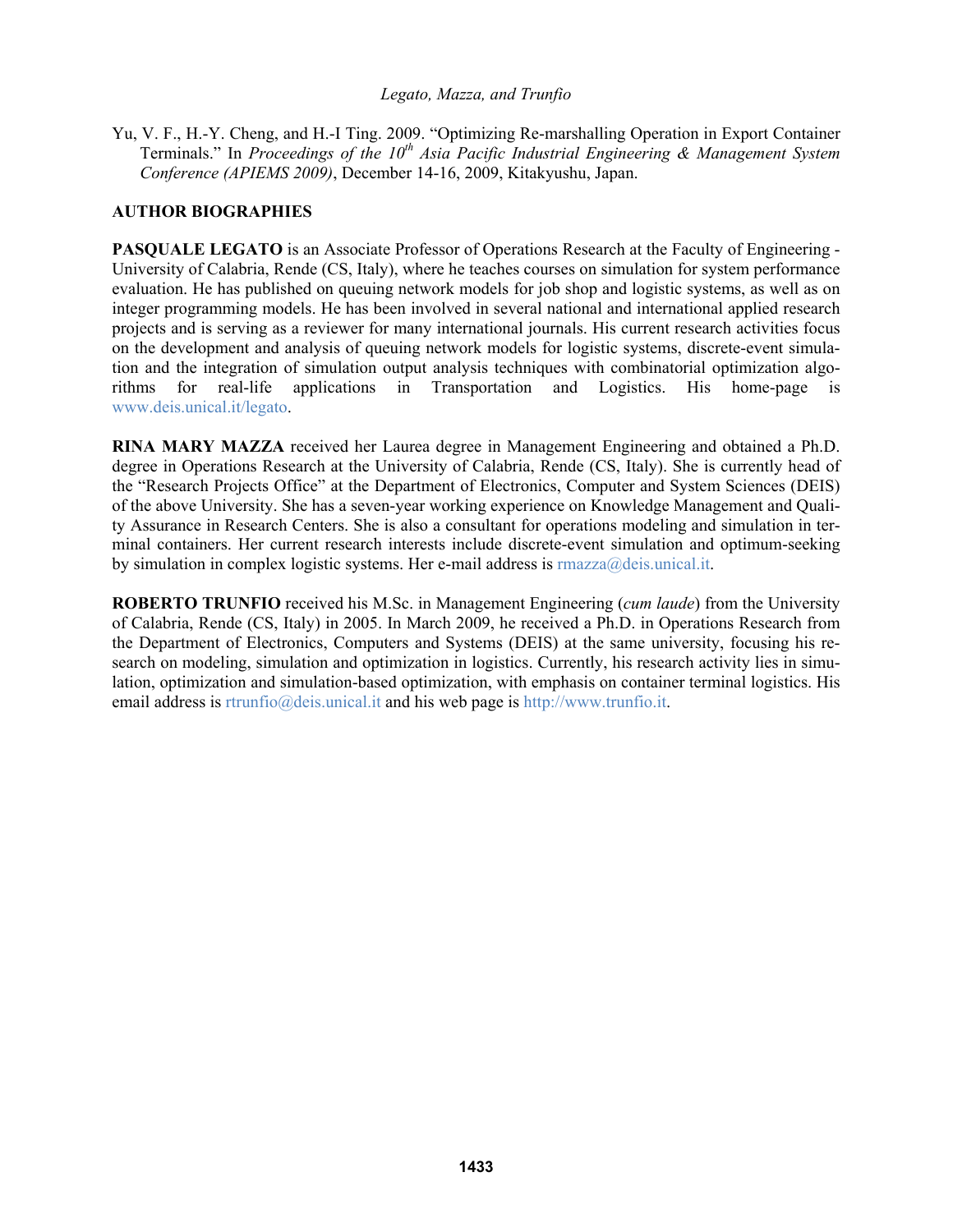Yu, V. F., H.-Y. Cheng, and H.-I Ting. 2009. "Optimizing Re-marshalling Operation in Export Container Terminals." In *Proceedings of the 10th Asia Pacific Industrial Engineering & Management System Conference (APIEMS 2009)*, December 14-16, 2009, Kitakyushu, Japan.

## AUTHOR BIOGRAPHIES

**PASQUALE LEGATO** is an Associate Professor of Operations Research at the Faculty of Engineering - University of Calabria, Rende (CS, Italy), where he teaches courses on simulation for system performance evaluation. He has published on queuing network models for job shop and logistic systems, as well as on integer programming models. He has been involved in several national and international applied research projects and is serving as a reviewer for many international journals. His current research activities focus on the development and analysis of queuing network models for logistic systems, discrete-event simulation and the integration of simulation output analysis techniques with combinatorial optimization algorithms for real-life applications in Transportation and Logistics. His home-page is www.deis.unical.it/legato.

**RINA MARY MAZZA** received her Laurea degree in Management Engineering and obtained a Ph.D. degree in Operations Research at the University of Calabria, Rende (CS, Italy). She is currently head of the "Research Projects Office" at the Department of Electronics, Computer and System Sciences (DEIS) of the above University. She has a seven-year working experience on Knowledge Management and Quality Assurance in Research Centers. She is also a consultant for operations modeling and simulation in terminal containers. Her current research interests include discrete-event simulation and optimum-seeking by simulation in complex logistic systems. Her e-mail address is rmazza@deis.unical.it.

**ROBERTO TRUNFIO** received his M.Sc. in Management Engineering (*cum laude*) from the University of Calabria, Rende (CS, Italy) in 2005. In March 2009, he received a Ph.D. in Operations Research from the Department of Electronics, Computers and Systems (DEIS) at the same university, focusing his research on modeling, simulation and optimization in logistics. Currently, his research activity lies in simulation, optimization and simulation-based optimization, with emphasis on container terminal logistics. His email address is rtrunfio@deis.unical.it and his web page is http://www.trunfio.it.